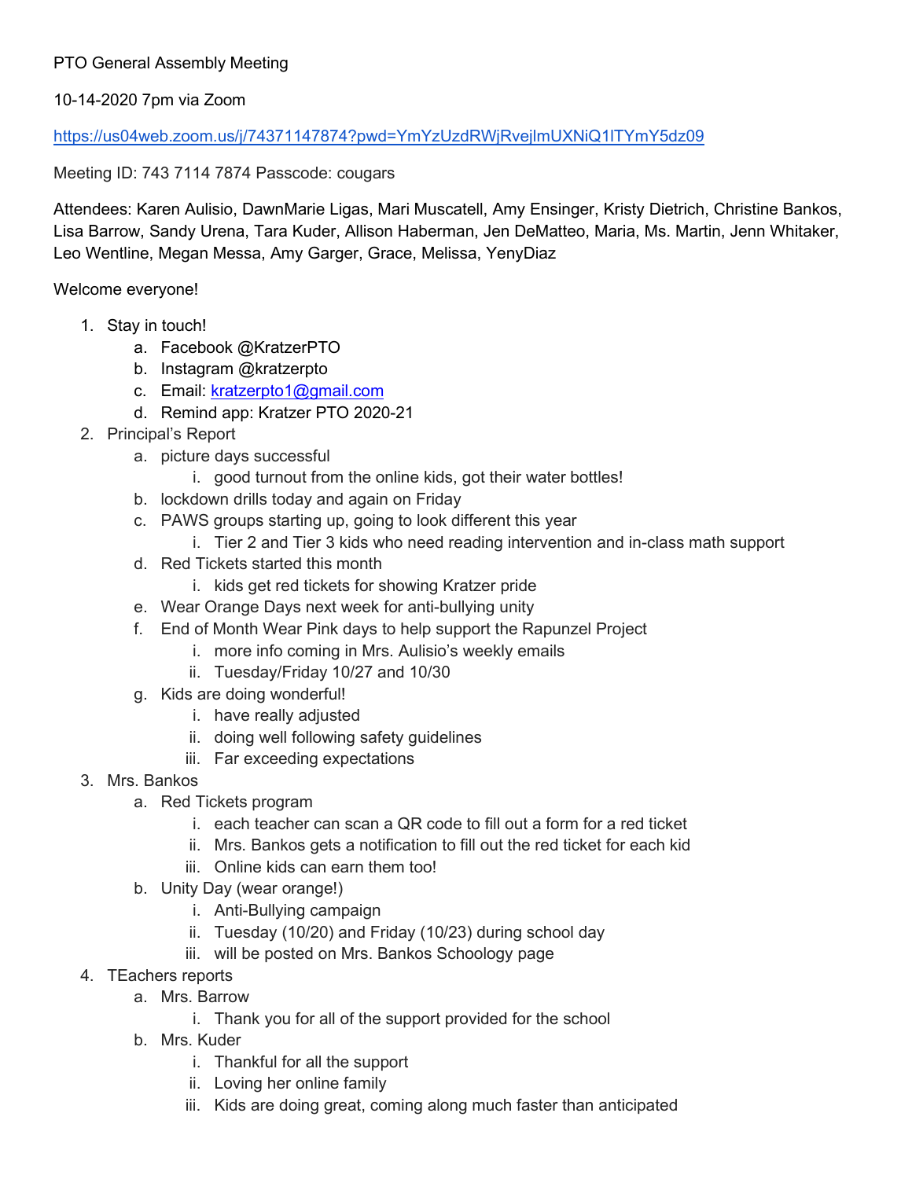PTO General Assembly Meeting

10-14-2020 7pm via Zoom

https://us04web.zoom.us/j/74371147874?pwd=YmYzUzdRWjRvejlmUXNiQ1lTYmY5dz09

Meeting ID: 743 7114 7874 Passcode: cougars

Attendees: Karen Aulisio, DawnMarie Ligas, Mari Muscatell, Amy Ensinger, Kristy Dietrich, Christine Bankos, Lisa Barrow, Sandy Urena, Tara Kuder, Allison Haberman, Jen DeMatteo, Maria, Ms. Martin, Jenn Whitaker, Leo Wentline, Megan Messa, Amy Garger, Grace, Melissa, YenyDiaz

Welcome everyone!

1. Stay in touch!
   a. Facebook @KratzerPTO
   b. Instagram @kratzerpto
   c. Email: kratzerpto1@gmail.com
   d. Remind app: Kratzer PTO 2020-21
2. Principal's Report
   a. picture days successful
      i. good turnout from the online kids, got their water bottles!
   b. lockdown drills today and again on Friday
   c. PAWS groups starting up, going to look different this year
      i. Tier 2 and Tier 3 kids who need reading intervention and in-class math support
   d. Red Tickets started this month
      i. kids get red tickets for showing Kratzer pride
   e. Wear Orange Days next week for anti-bullying unity
   f. End of Month Wear Pink days to help support the Rapunzel Project
      i. more info coming in Mrs. Aulisio's weekly emails
      ii. Tuesday/Friday 10/27 and 10/30
   g. Kids are doing wonderful!
      i. have really adjusted
      ii. doing well following safety guidelines
      iii. Far exceeding expectations
3. Mrs. Bankos
   a. Red Tickets program
      i. each teacher can scan a QR code to fill out a form for a red ticket
      ii. Mrs. Bankos gets a notification to fill out the red ticket for each kid
      iii. Online kids can earn them too!
   b. Unity Day (wear orange!)
      i. Anti-Bullying campaign
      ii. Tuesday (10/20) and Friday (10/23) during school day
      iii. will be posted on Mrs. Bankos Schoology page
4. TEachers reports
   a. Mrs. Barrow
      i. Thank you for all of the support provided for the school
   b. Mrs. Kuder
      i. Thankful for all the support
      ii. Loving her online family
      iii. Kids are doing great, coming along much faster than anticipated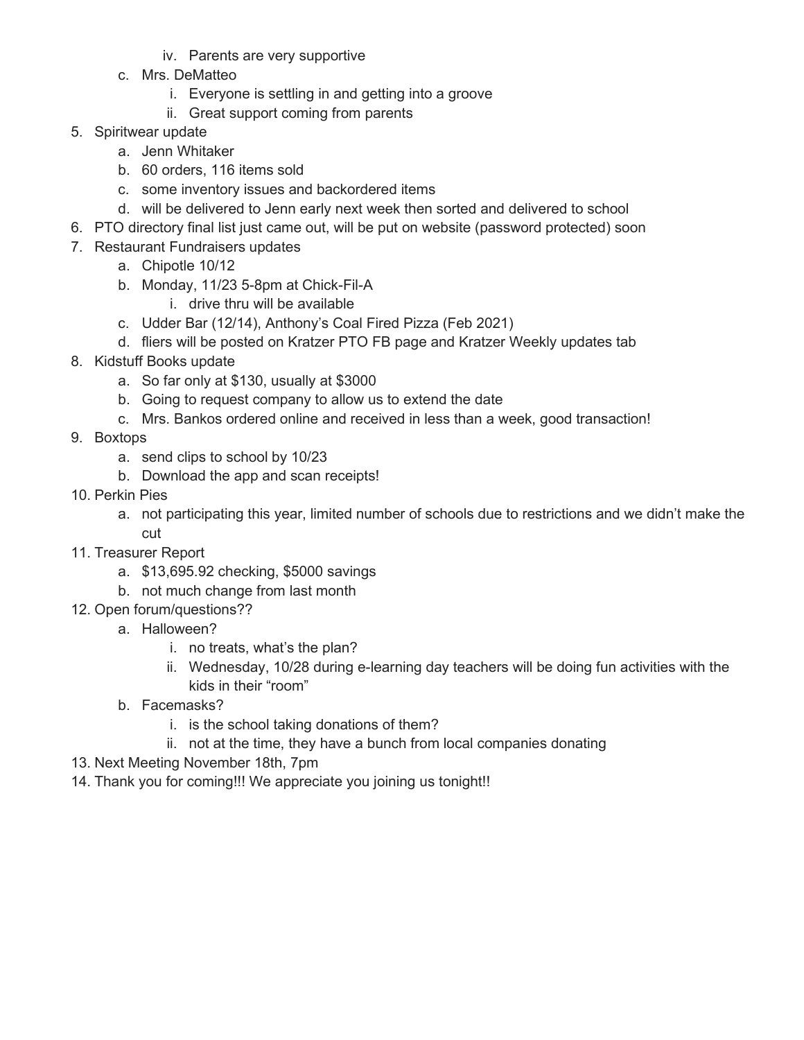- iv. Parents are very supportive
- c. Mrs. DeMatteo
  - i. Everyone is settling in and getting into a groove
  - ii. Great support coming from parents

5. Spiritwear update
   - a. Jenn Whitaker
   - b. 60 orders, 116 items sold
   - c. some inventory issues and backordered items
   - d. will be delivered to Jenn early next week then sorted and delivered to school
6. PTO directory final list just came out, will be put on website (password protected) soon
7. Restaurant Fundraisers updates
   - a. Chipotle 10/12
   - b. Monday, 11/23 5-8pm at Chick-Fil-A
     - i. drive thru will be available
   - c. Udder Bar (12/14), Anthony's Coal Fired Pizza (Feb 2021)
   - d. fliers will be posted on Kratzer PTO FB page and Kratzer Weekly updates tab
8. Kidstuff Books update
   - a. So far only at $130, usually at $3000
   - b. Going to request company to allow us to extend the date
   - c. Mrs. Bankos ordered online and received in less than a week, good transaction!
9. Boxtops
   - a. send clips to school by 10/23
   - b. Download the app and scan receipts!
10. Perkin Pies
    - a. not participating this year, limited number of schools due to restrictions and we didn't make the cut
11. Treasurer Report
    - a. $13,695.92 checking, $5000 savings
    - b. not much change from last month
12. Open forum/questions??
    - a. Halloween?
      - i. no treats, what's the plan?
      - ii. Wednesday, 10/28 during e-learning day teachers will be doing fun activities with the kids in their "room"
    - b. Facemasks?
      - i. is the school taking donations of them?
      - ii. not at the time, they have a bunch from local companies donating
13. Next Meeting November 18th, 7pm
14. Thank you for coming!!! We appreciate you joining us tonight!!